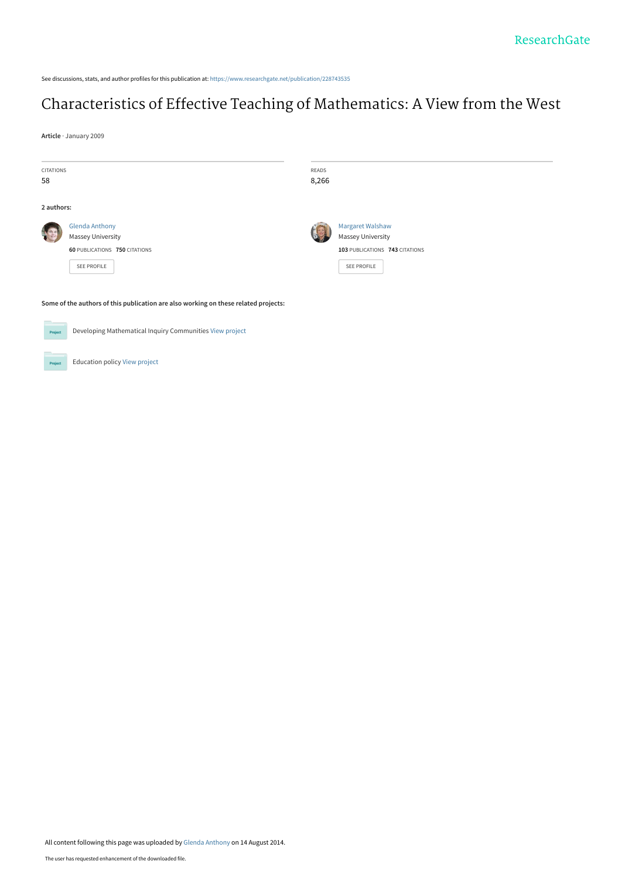See discussions, stats, and author profiles for this publication at: https://www.researchgate.net/publication/228743535

# Characteristics of Effective Teaching of Mathematics: A View from the West

**Article** · January 2009

| CITATIONS | READS |
|---|---|
| 58 | 8,266 |

**2 authors:**

**Glenda Anthony**
Massey University
**60** PUBLICATIONS **750** CITATIONS
SEE PROFILE

**Margaret Walshaw**
Massey University
**103** PUBLICATIONS **743** CITATIONS
SEE PROFILE

**Some of the authors of this publication are also working on these related projects:**

Developing Mathematical Inquiry Communities View project

Education policy View project

All content following this page was uploaded by Glenda Anthony on 14 August 2014.

The user has requested enhancement of the downloaded file.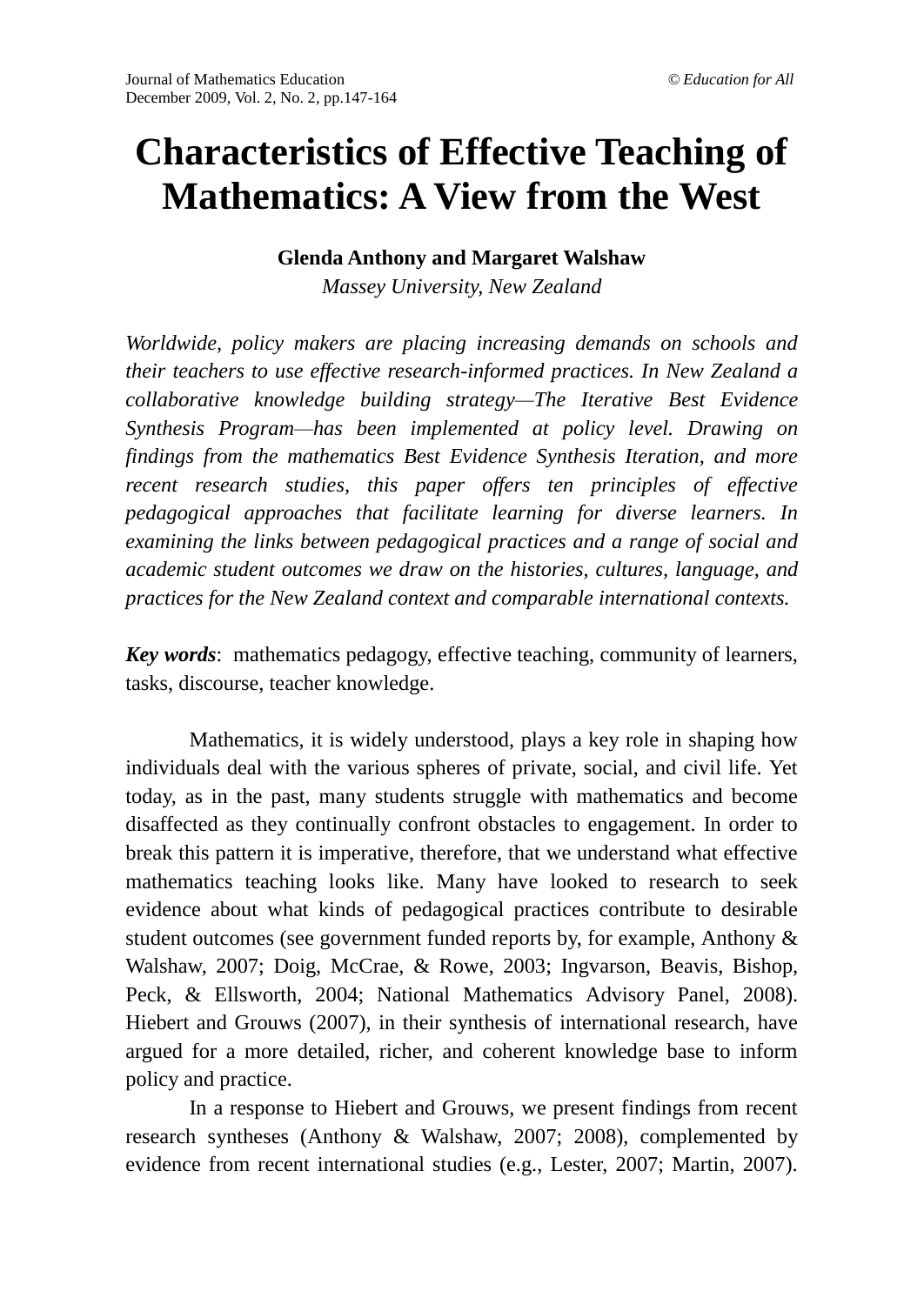# Characteristics of Effective Teaching of Mathematics: A View from the West

**Glenda Anthony and Margaret Walshaw**

*Massey University, New Zealand*

*Worldwide, policy makers are placing increasing demands on schools and their teachers to use effective research-informed practices. In New Zealand a collaborative knowledge building strategy—The Iterative Best Evidence Synthesis Program—has been implemented at policy level. Drawing on findings from the mathematics Best Evidence Synthesis Iteration, and more recent research studies, this paper offers ten principles of effective pedagogical approaches that facilitate learning for diverse learners. In examining the links between pedagogical practices and a range of social and academic student outcomes we draw on the histories, cultures, language, and practices for the New Zealand context and comparable international contexts.*

***Key words***: mathematics pedagogy, effective teaching, community of learners, tasks, discourse, teacher knowledge.

Mathematics, it is widely understood, plays a key role in shaping how individuals deal with the various spheres of private, social, and civil life. Yet today, as in the past, many students struggle with mathematics and become disaffected as they continually confront obstacles to engagement. In order to break this pattern it is imperative, therefore, that we understand what effective mathematics teaching looks like. Many have looked to research to seek evidence about what kinds of pedagogical practices contribute to desirable student outcomes (see government funded reports by, for example, Anthony & Walshaw, 2007; Doig, McCrae, & Rowe, 2003; Ingvarson, Beavis, Bishop, Peck, & Ellsworth, 2004; National Mathematics Advisory Panel, 2008). Hiebert and Grouws (2007), in their synthesis of international research, have argued for a more detailed, richer, and coherent knowledge base to inform policy and practice.

In a response to Hiebert and Grouws, we present findings from recent research syntheses (Anthony & Walshaw, 2007; 2008), complemented by evidence from recent international studies (e.g., Lester, 2007; Martin, 2007).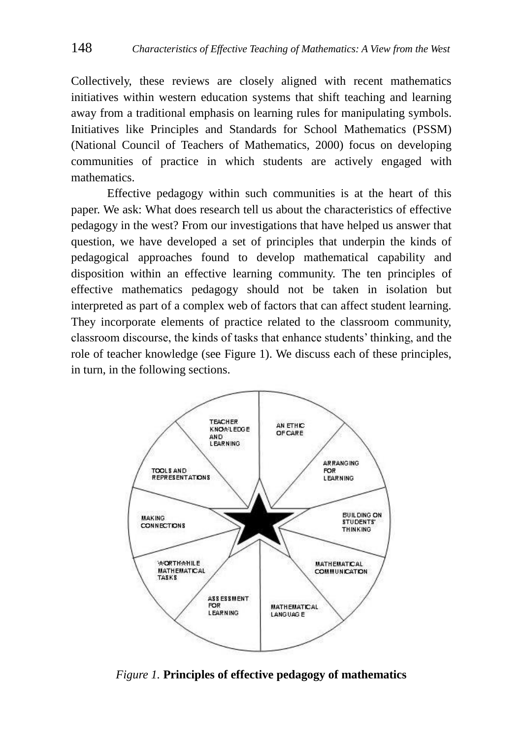Collectively, these reviews are closely aligned with recent mathematics initiatives within western education systems that shift teaching and learning away from a traditional emphasis on learning rules for manipulating symbols. Initiatives like Principles and Standards for School Mathematics (PSSM) (National Council of Teachers of Mathematics, 2000) focus on developing communities of practice in which students are actively engaged with mathematics.

Effective pedagogy within such communities is at the heart of this paper. We ask: What does research tell us about the characteristics of effective pedagogy in the west? From our investigations that have helped us answer that question, we have developed a set of principles that underpin the kinds of pedagogical approaches found to develop mathematical capability and disposition within an effective learning community. The ten principles of effective mathematics pedagogy should not be taken in isolation but interpreted as part of a complex web of factors that can affect student learning. They incorporate elements of practice related to the classroom community, classroom discourse, the kinds of tasks that enhance students' thinking, and the role of teacher knowledge (see Figure 1). We discuss each of these principles, in turn, in the following sections.

TEACHER KNOWLEDGE AND LEARNING

AN ETHIC OF CARE

ARRANGING FOR LEARNING

BUILDING ON STUDENTS' THINKING

MATHEMATICAL COMMUNICATION

MATHEMATICAL LANGUAGE

ASSESSMENT FOR LEARNING

WORTHWHILE MATHEMATICAL TASKS

MAKING CONNECTIONS

TOOLS AND REPRESENTATIONS

*Figure 1.* **Principles of effective pedagogy of mathematics**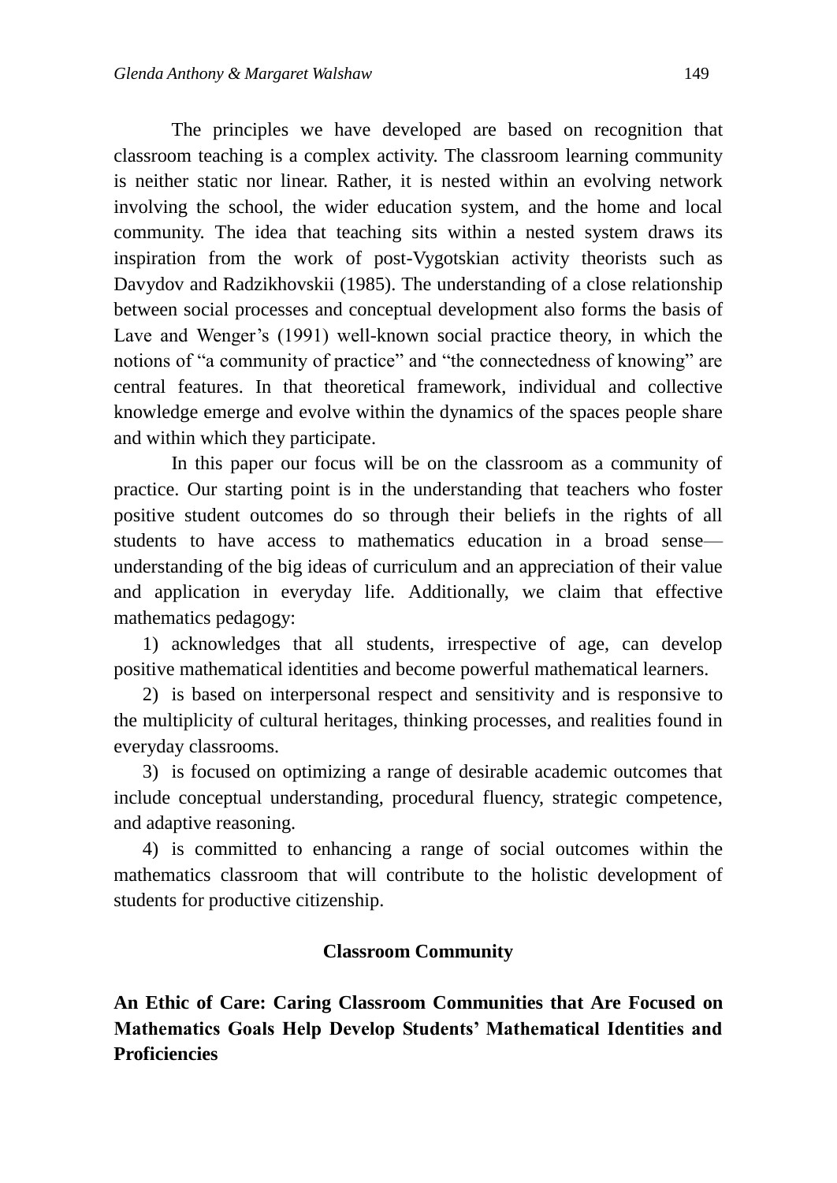The principles we have developed are based on recognition that classroom teaching is a complex activity. The classroom learning community is neither static nor linear. Rather, it is nested within an evolving network involving the school, the wider education system, and the home and local community. The idea that teaching sits within a nested system draws its inspiration from the work of post-Vygotskian activity theorists such as Davydov and Radzikhovskii (1985). The understanding of a close relationship between social processes and conceptual development also forms the basis of Lave and Wenger's (1991) well-known social practice theory, in which the notions of "a community of practice" and "the connectedness of knowing" are central features. In that theoretical framework, individual and collective knowledge emerge and evolve within the dynamics of the spaces people share and within which they participate.

In this paper our focus will be on the classroom as a community of practice. Our starting point is in the understanding that teachers who foster positive student outcomes do so through their beliefs in the rights of all students to have access to mathematics education in a broad sense—understanding of the big ideas of curriculum and an appreciation of their value and application in everyday life. Additionally, we claim that effective mathematics pedagogy:

1) acknowledges that all students, irrespective of age, can develop positive mathematical identities and become powerful mathematical learners.

2) is based on interpersonal respect and sensitivity and is responsive to the multiplicity of cultural heritages, thinking processes, and realities found in everyday classrooms.

3) is focused on optimizing a range of desirable academic outcomes that include conceptual understanding, procedural fluency, strategic competence, and adaptive reasoning.

4) is committed to enhancing a range of social outcomes within the mathematics classroom that will contribute to the holistic development of students for productive citizenship.

## Classroom Community

### An Ethic of Care: Caring Classroom Communities that Are Focused on Mathematics Goals Help Develop Students' Mathematical Identities and Proficiencies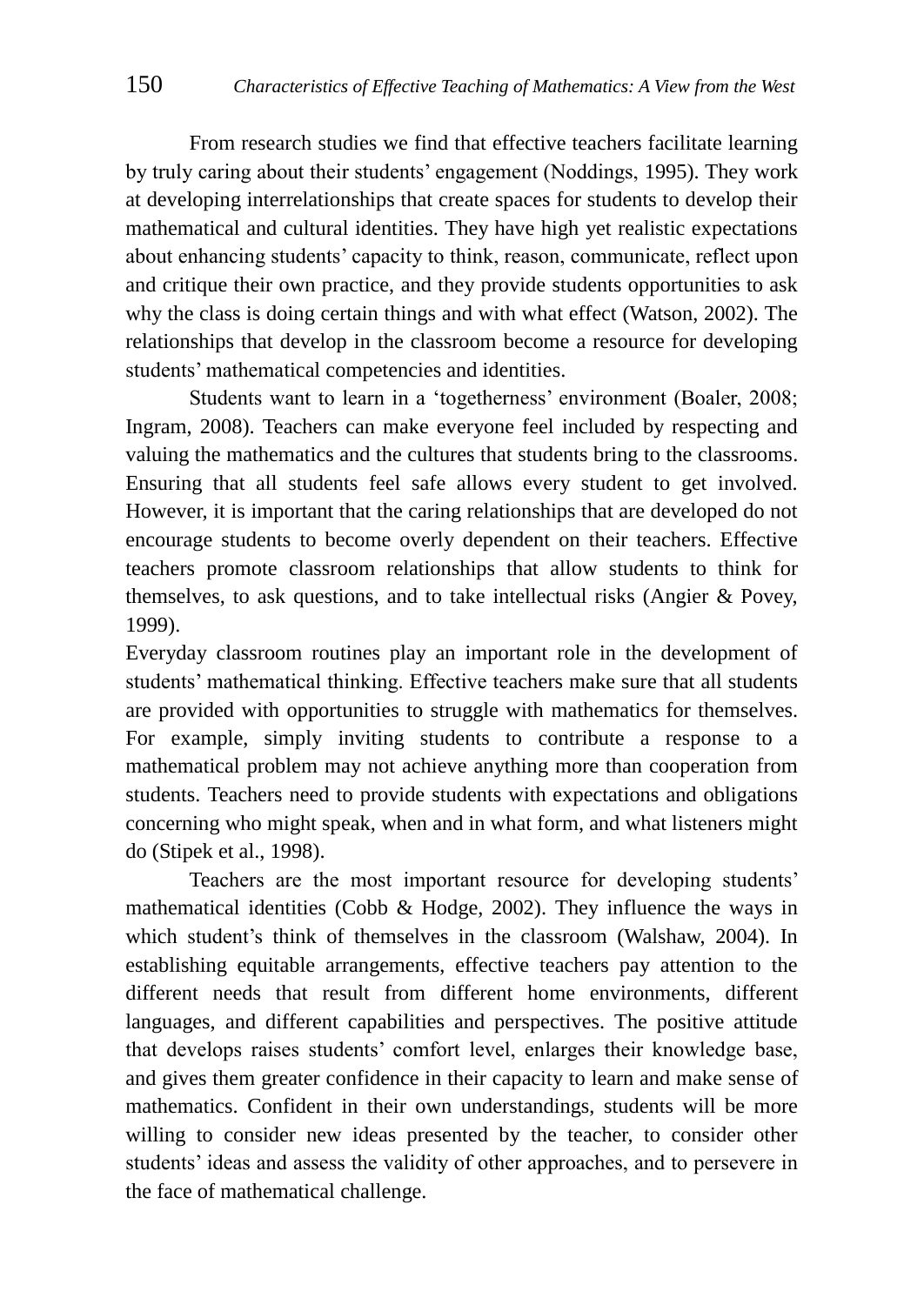From research studies we find that effective teachers facilitate learning by truly caring about their students' engagement (Noddings, 1995). They work at developing interrelationships that create spaces for students to develop their mathematical and cultural identities. They have high yet realistic expectations about enhancing students' capacity to think, reason, communicate, reflect upon and critique their own practice, and they provide students opportunities to ask why the class is doing certain things and with what effect (Watson, 2002). The relationships that develop in the classroom become a resource for developing students' mathematical competencies and identities.

Students want to learn in a 'togetherness' environment (Boaler, 2008; Ingram, 2008). Teachers can make everyone feel included by respecting and valuing the mathematics and the cultures that students bring to the classrooms. Ensuring that all students feel safe allows every student to get involved. However, it is important that the caring relationships that are developed do not encourage students to become overly dependent on their teachers. Effective teachers promote classroom relationships that allow students to think for themselves, to ask questions, and to take intellectual risks (Angier & Povey, 1999).

Everyday classroom routines play an important role in the development of students' mathematical thinking. Effective teachers make sure that all students are provided with opportunities to struggle with mathematics for themselves. For example, simply inviting students to contribute a response to a mathematical problem may not achieve anything more than cooperation from students. Teachers need to provide students with expectations and obligations concerning who might speak, when and in what form, and what listeners might do (Stipek et al., 1998).

Teachers are the most important resource for developing students' mathematical identities (Cobb & Hodge, 2002). They influence the ways in which student's think of themselves in the classroom (Walshaw, 2004). In establishing equitable arrangements, effective teachers pay attention to the different needs that result from different home environments, different languages, and different capabilities and perspectives. The positive attitude that develops raises students' comfort level, enlarges their knowledge base, and gives them greater confidence in their capacity to learn and make sense of mathematics. Confident in their own understandings, students will be more willing to consider new ideas presented by the teacher, to consider other students' ideas and assess the validity of other approaches, and to persevere in the face of mathematical challenge.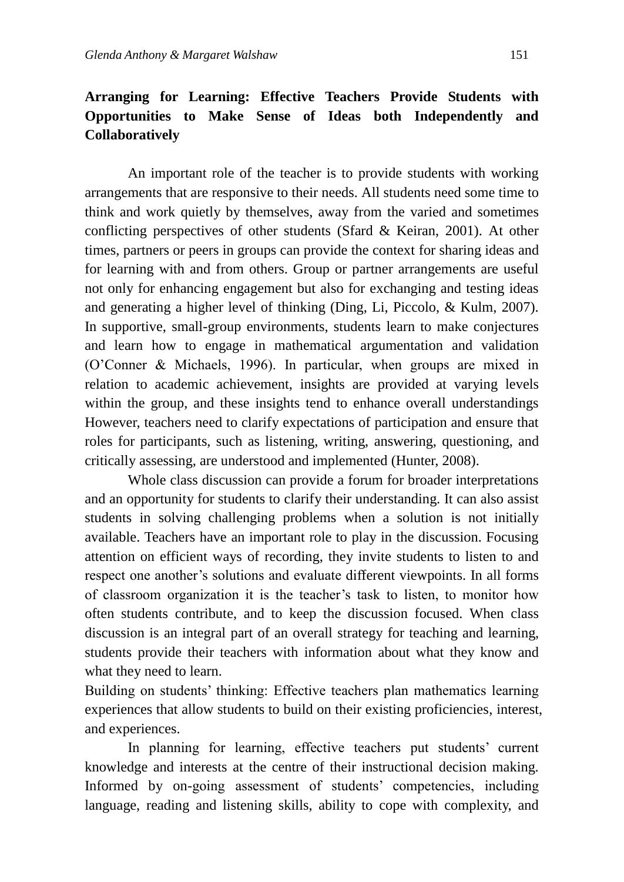### Arranging for Learning: Effective Teachers Provide Students with Opportunities to Make Sense of Ideas both Independently and Collaboratively

An important role of the teacher is to provide students with working arrangements that are responsive to their needs. All students need some time to think and work quietly by themselves, away from the varied and sometimes conflicting perspectives of other students (Sfard & Keiran, 2001). At other times, partners or peers in groups can provide the context for sharing ideas and for learning with and from others. Group or partner arrangements are useful not only for enhancing engagement but also for exchanging and testing ideas and generating a higher level of thinking (Ding, Li, Piccolo, & Kulm, 2007). In supportive, small-group environments, students learn to make conjectures and learn how to engage in mathematical argumentation and validation (O'Conner & Michaels, 1996). In particular, when groups are mixed in relation to academic achievement, insights are provided at varying levels within the group, and these insights tend to enhance overall understandings However, teachers need to clarify expectations of participation and ensure that roles for participants, such as listening, writing, answering, questioning, and critically assessing, are understood and implemented (Hunter, 2008).

Whole class discussion can provide a forum for broader interpretations and an opportunity for students to clarify their understanding. It can also assist students in solving challenging problems when a solution is not initially available. Teachers have an important role to play in the discussion. Focusing attention on efficient ways of recording, they invite students to listen to and respect one another's solutions and evaluate different viewpoints. In all forms of classroom organization it is the teacher's task to listen, to monitor how often students contribute, and to keep the discussion focused. When class discussion is an integral part of an overall strategy for teaching and learning, students provide their teachers with information about what they know and what they need to learn.

Building on students' thinking: Effective teachers plan mathematics learning experiences that allow students to build on their existing proficiencies, interest, and experiences.

In planning for learning, effective teachers put students' current knowledge and interests at the centre of their instructional decision making. Informed by on-going assessment of students' competencies, including language, reading and listening skills, ability to cope with complexity, and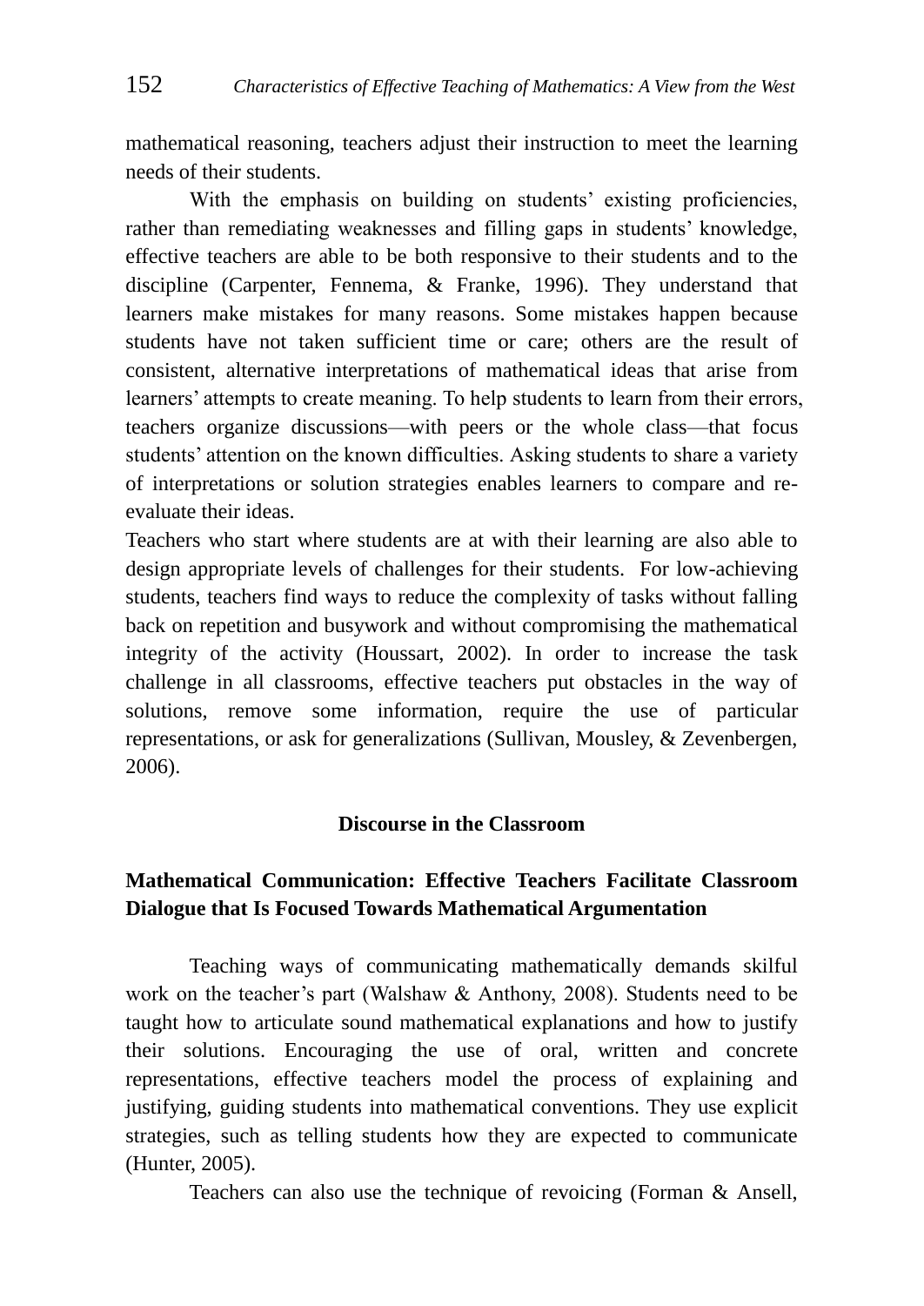mathematical reasoning, teachers adjust their instruction to meet the learning needs of their students.

With the emphasis on building on students' existing proficiencies, rather than remediating weaknesses and filling gaps in students' knowledge, effective teachers are able to be both responsive to their students and to the discipline (Carpenter, Fennema, & Franke, 1996). They understand that learners make mistakes for many reasons. Some mistakes happen because students have not taken sufficient time or care; others are the result of consistent, alternative interpretations of mathematical ideas that arise from learners' attempts to create meaning. To help students to learn from their errors, teachers organize discussions—with peers or the whole class—that focus students' attention on the known difficulties. Asking students to share a variety of interpretations or solution strategies enables learners to compare and re-evaluate their ideas.

Teachers who start where students are at with their learning are also able to design appropriate levels of challenges for their students. For low-achieving students, teachers find ways to reduce the complexity of tasks without falling back on repetition and busywork and without compromising the mathematical integrity of the activity (Houssart, 2002). In order to increase the task challenge in all classrooms, effective teachers put obstacles in the way of solutions, remove some information, require the use of particular representations, or ask for generalizations (Sullivan, Mousley, & Zevenbergen, 2006).

## Discourse in the Classroom

### Mathematical Communication: Effective Teachers Facilitate Classroom Dialogue that Is Focused Towards Mathematical Argumentation

Teaching ways of communicating mathematically demands skilful work on the teacher's part (Walshaw & Anthony, 2008). Students need to be taught how to articulate sound mathematical explanations and how to justify their solutions. Encouraging the use of oral, written and concrete representations, effective teachers model the process of explaining and justifying, guiding students into mathematical conventions. They use explicit strategies, such as telling students how they are expected to communicate (Hunter, 2005).

Teachers can also use the technique of revoicing (Forman & Ansell,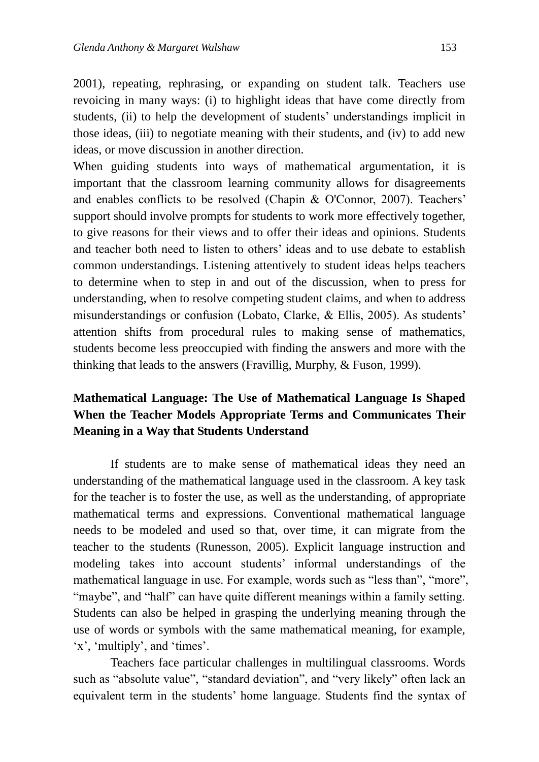2001), repeating, rephrasing, or expanding on student talk. Teachers use revoicing in many ways: (i) to highlight ideas that have come directly from students, (ii) to help the development of students' understandings implicit in those ideas, (iii) to negotiate meaning with their students, and (iv) to add new ideas, or move discussion in another direction.

When guiding students into ways of mathematical argumentation, it is important that the classroom learning community allows for disagreements and enables conflicts to be resolved (Chapin & O'Connor, 2007). Teachers' support should involve prompts for students to work more effectively together, to give reasons for their views and to offer their ideas and opinions. Students and teacher both need to listen to others' ideas and to use debate to establish common understandings. Listening attentively to student ideas helps teachers to determine when to step in and out of the discussion, when to press for understanding, when to resolve competing student claims, and when to address misunderstandings or confusion (Lobato, Clarke, & Ellis, 2005). As students' attention shifts from procedural rules to making sense of mathematics, students become less preoccupied with finding the answers and more with the thinking that leads to the answers (Fravillig, Murphy, & Fuson, 1999).

## Mathematical Language: The Use of Mathematical Language Is Shaped When the Teacher Models Appropriate Terms and Communicates Their Meaning in a Way that Students Understand

If students are to make sense of mathematical ideas they need an understanding of the mathematical language used in the classroom. A key task for the teacher is to foster the use, as well as the understanding, of appropriate mathematical terms and expressions. Conventional mathematical language needs to be modeled and used so that, over time, it can migrate from the teacher to the students (Runesson, 2005). Explicit language instruction and modeling takes into account students' informal understandings of the mathematical language in use. For example, words such as "less than", "more", "maybe", and "half" can have quite different meanings within a family setting. Students can also be helped in grasping the underlying meaning through the use of words or symbols with the same mathematical meaning, for example, 'x', 'multiply', and 'times'.

Teachers face particular challenges in multilingual classrooms. Words such as "absolute value", "standard deviation", and "very likely" often lack an equivalent term in the students' home language. Students find the syntax of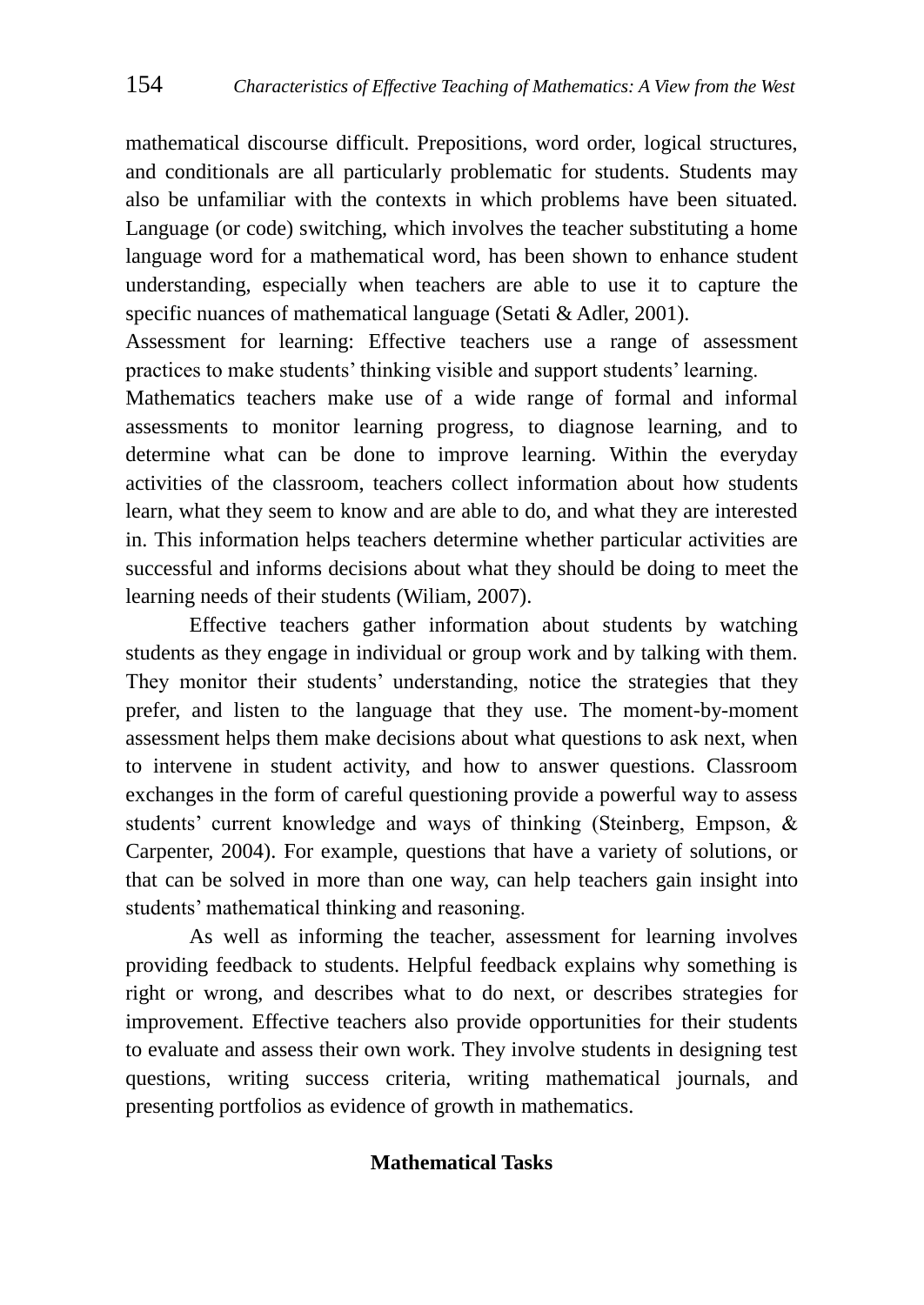mathematical discourse difficult. Prepositions, word order, logical structures, and conditionals are all particularly problematic for students. Students may also be unfamiliar with the contexts in which problems have been situated. Language (or code) switching, which involves the teacher substituting a home language word for a mathematical word, has been shown to enhance student understanding, especially when teachers are able to use it to capture the specific nuances of mathematical language (Setati & Adler, 2001).

Assessment for learning: Effective teachers use a range of assessment practices to make students' thinking visible and support students' learning.

Mathematics teachers make use of a wide range of formal and informal assessments to monitor learning progress, to diagnose learning, and to determine what can be done to improve learning. Within the everyday activities of the classroom, teachers collect information about how students learn, what they seem to know and are able to do, and what they are interested in. This information helps teachers determine whether particular activities are successful and informs decisions about what they should be doing to meet the learning needs of their students (Wiliam, 2007).

Effective teachers gather information about students by watching students as they engage in individual or group work and by talking with them. They monitor their students' understanding, notice the strategies that they prefer, and listen to the language that they use. The moment-by-moment assessment helps them make decisions about what questions to ask next, when to intervene in student activity, and how to answer questions. Classroom exchanges in the form of careful questioning provide a powerful way to assess students' current knowledge and ways of thinking (Steinberg, Empson, & Carpenter, 2004). For example, questions that have a variety of solutions, or that can be solved in more than one way, can help teachers gain insight into students' mathematical thinking and reasoning.

As well as informing the teacher, assessment for learning involves providing feedback to students. Helpful feedback explains why something is right or wrong, and describes what to do next, or describes strategies for improvement. Effective teachers also provide opportunities for their students to evaluate and assess their own work. They involve students in designing test questions, writing success criteria, writing mathematical journals, and presenting portfolios as evidence of growth in mathematics.

## Mathematical Tasks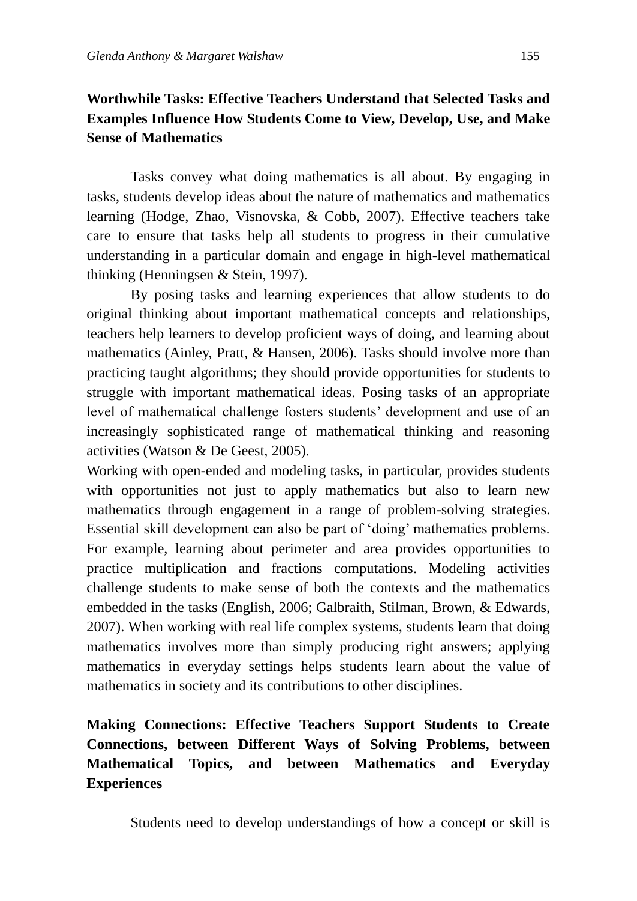**Worthwhile Tasks: Effective Teachers Understand that Selected Tasks and Examples Influence How Students Come to View, Develop, Use, and Make Sense of Mathematics**

Tasks convey what doing mathematics is all about. By engaging in tasks, students develop ideas about the nature of mathematics and mathematics learning (Hodge, Zhao, Visnovska, & Cobb, 2007). Effective teachers take care to ensure that tasks help all students to progress in their cumulative understanding in a particular domain and engage in high-level mathematical thinking (Henningsen & Stein, 1997).

By posing tasks and learning experiences that allow students to do original thinking about important mathematical concepts and relationships, teachers help learners to develop proficient ways of doing, and learning about mathematics (Ainley, Pratt, & Hansen, 2006). Tasks should involve more than practicing taught algorithms; they should provide opportunities for students to struggle with important mathematical ideas. Posing tasks of an appropriate level of mathematical challenge fosters students' development and use of an increasingly sophisticated range of mathematical thinking and reasoning activities (Watson & De Geest, 2005).

Working with open-ended and modeling tasks, in particular, provides students with opportunities not just to apply mathematics but also to learn new mathematics through engagement in a range of problem-solving strategies. Essential skill development can also be part of 'doing' mathematics problems. For example, learning about perimeter and area provides opportunities to practice multiplication and fractions computations. Modeling activities challenge students to make sense of both the contexts and the mathematics embedded in the tasks (English, 2006; Galbraith, Stilman, Brown, & Edwards, 2007). When working with real life complex systems, students learn that doing mathematics involves more than simply producing right answers; applying mathematics in everyday settings helps students learn about the value of mathematics in society and its contributions to other disciplines.

**Making Connections: Effective Teachers Support Students to Create Connections, between Different Ways of Solving Problems, between Mathematical Topics, and between Mathematics and Everyday Experiences**

Students need to develop understandings of how a concept or skill is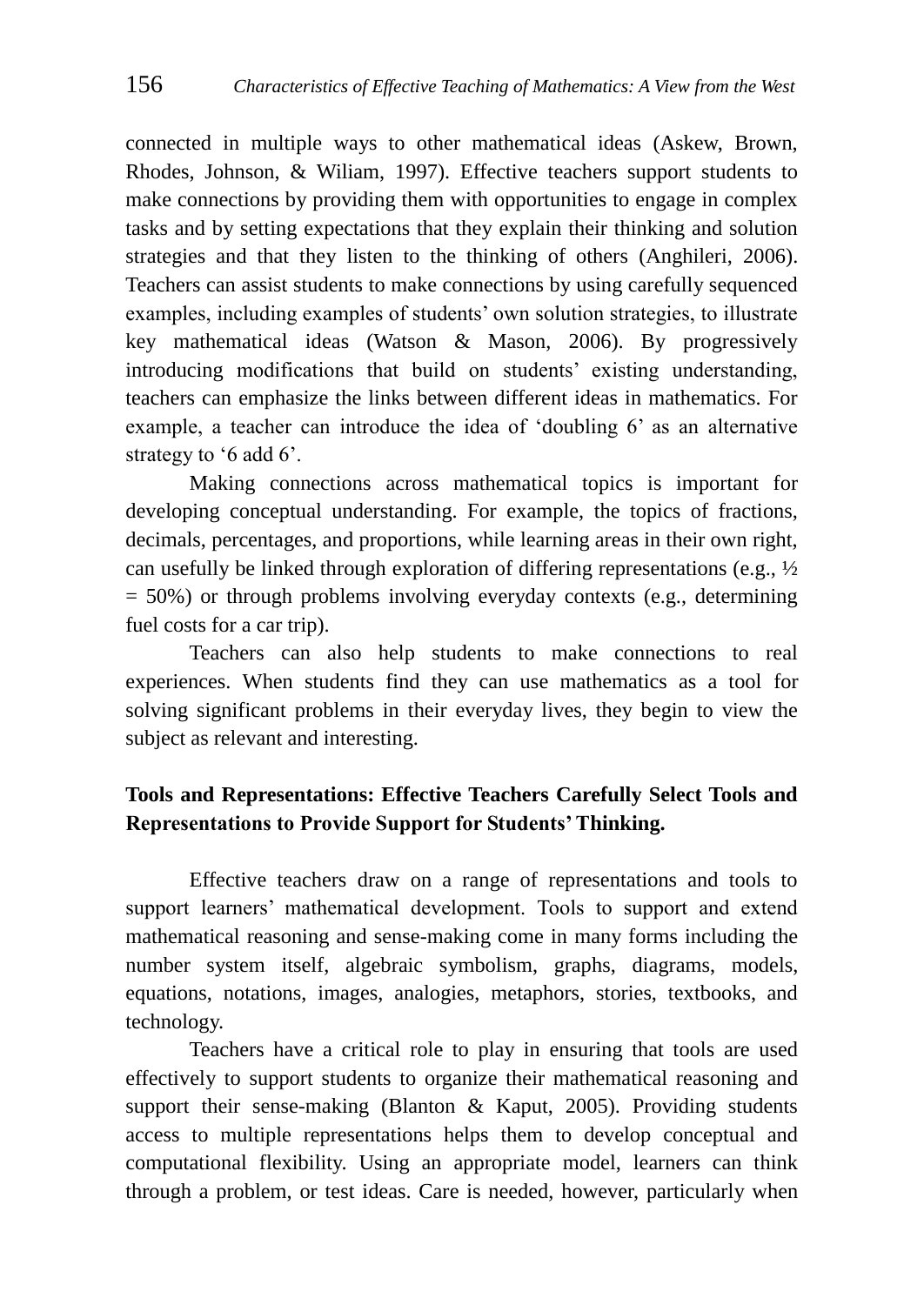connected in multiple ways to other mathematical ideas (Askew, Brown, Rhodes, Johnson, & Wiliam, 1997). Effective teachers support students to make connections by providing them with opportunities to engage in complex tasks and by setting expectations that they explain their thinking and solution strategies and that they listen to the thinking of others (Anghileri, 2006). Teachers can assist students to make connections by using carefully sequenced examples, including examples of students' own solution strategies, to illustrate key mathematical ideas (Watson & Mason, 2006). By progressively introducing modifications that build on students' existing understanding, teachers can emphasize the links between different ideas in mathematics. For example, a teacher can introduce the idea of 'doubling 6' as an alternative strategy to '6 add 6'.

Making connections across mathematical topics is important for developing conceptual understanding. For example, the topics of fractions, decimals, percentages, and proportions, while learning areas in their own right, can usefully be linked through exploration of differing representations (e.g., ½ = 50%) or through problems involving everyday contexts (e.g., determining fuel costs for a car trip).

Teachers can also help students to make connections to real experiences. When students find they can use mathematics as a tool for solving significant problems in their everyday lives, they begin to view the subject as relevant and interesting.

## Tools and Representations: Effective Teachers Carefully Select Tools and Representations to Provide Support for Students' Thinking.

Effective teachers draw on a range of representations and tools to support learners' mathematical development. Tools to support and extend mathematical reasoning and sense-making come in many forms including the number system itself, algebraic symbolism, graphs, diagrams, models, equations, notations, images, analogies, metaphors, stories, textbooks, and technology.

Teachers have a critical role to play in ensuring that tools are used effectively to support students to organize their mathematical reasoning and support their sense-making (Blanton & Kaput, 2005). Providing students access to multiple representations helps them to develop conceptual and computational flexibility. Using an appropriate model, learners can think through a problem, or test ideas. Care is needed, however, particularly when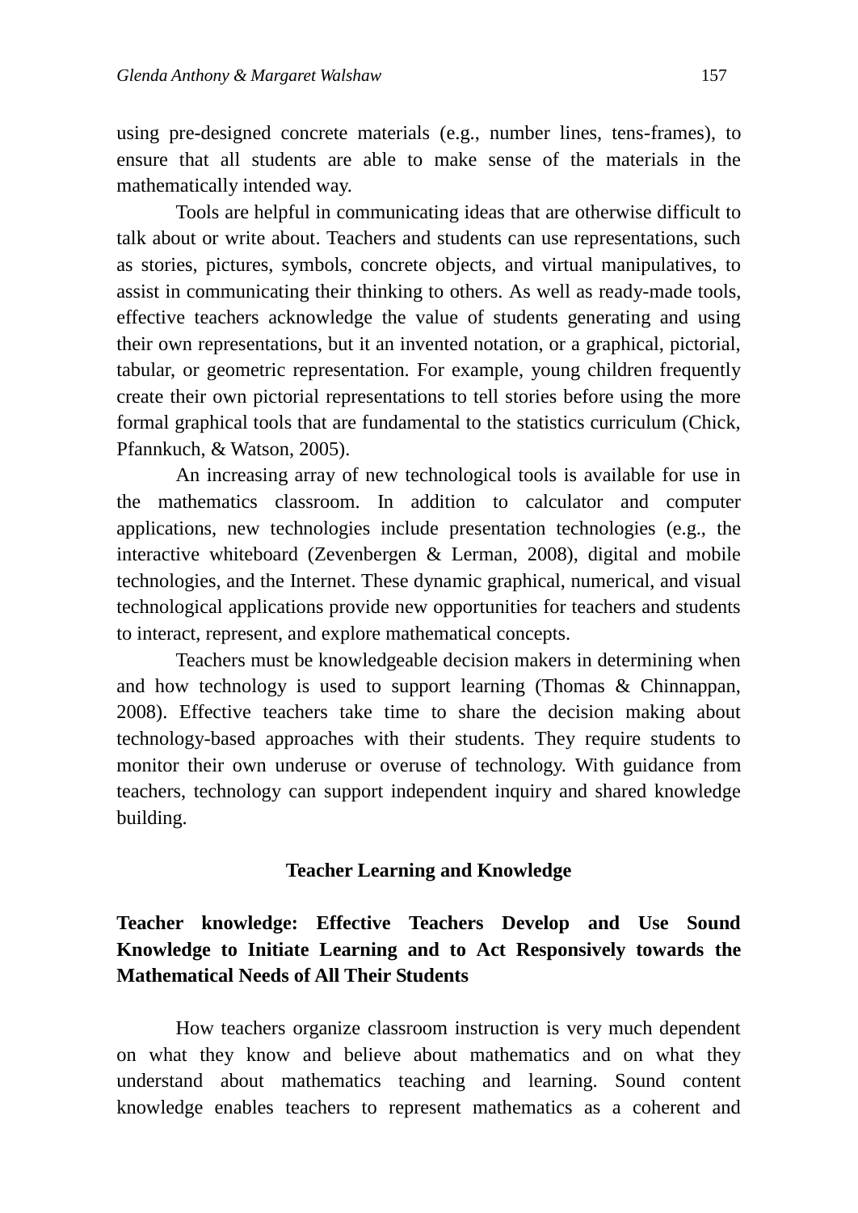using pre-designed concrete materials (e.g., number lines, tens-frames), to ensure that all students are able to make sense of the materials in the mathematically intended way.

Tools are helpful in communicating ideas that are otherwise difficult to talk about or write about. Teachers and students can use representations, such as stories, pictures, symbols, concrete objects, and virtual manipulatives, to assist in communicating their thinking to others. As well as ready-made tools, effective teachers acknowledge the value of students generating and using their own representations, but it an invented notation, or a graphical, pictorial, tabular, or geometric representation. For example, young children frequently create their own pictorial representations to tell stories before using the more formal graphical tools that are fundamental to the statistics curriculum (Chick, Pfannkuch, & Watson, 2005).

An increasing array of new technological tools is available for use in the mathematics classroom. In addition to calculator and computer applications, new technologies include presentation technologies (e.g., the interactive whiteboard (Zevenbergen & Lerman, 2008), digital and mobile technologies, and the Internet. These dynamic graphical, numerical, and visual technological applications provide new opportunities for teachers and students to interact, represent, and explore mathematical concepts.

Teachers must be knowledgeable decision makers in determining when and how technology is used to support learning (Thomas & Chinnappan, 2008). Effective teachers take time to share the decision making about technology-based approaches with their students. They require students to monitor their own underuse or overuse of technology. With guidance from teachers, technology can support independent inquiry and shared knowledge building.

## Teacher Learning and Knowledge

### Teacher knowledge: Effective Teachers Develop and Use Sound Knowledge to Initiate Learning and to Act Responsively towards the Mathematical Needs of All Their Students

How teachers organize classroom instruction is very much dependent on what they know and believe about mathematics and on what they understand about mathematics teaching and learning. Sound content knowledge enables teachers to represent mathematics as a coherent and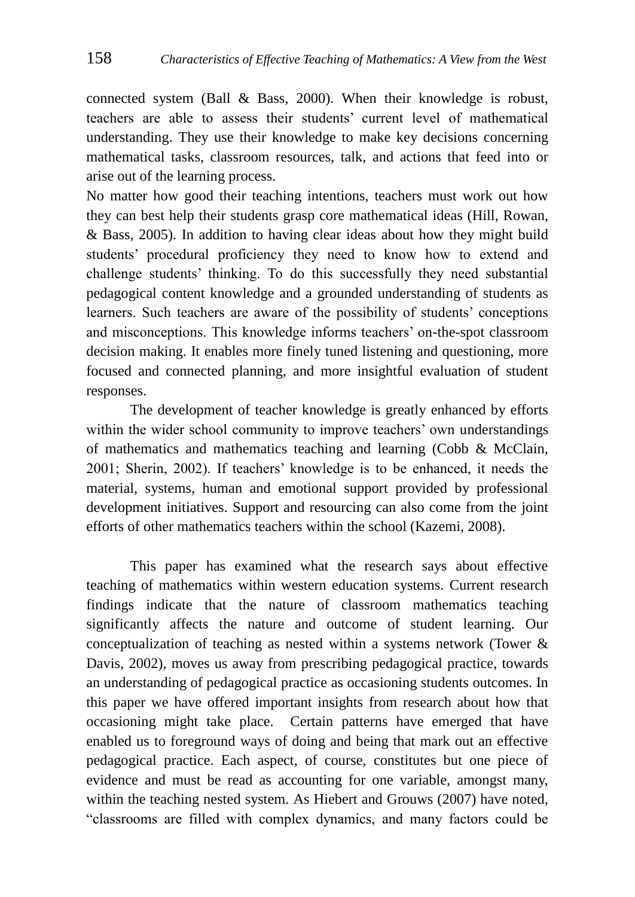connected system (Ball & Bass, 2000). When their knowledge is robust, teachers are able to assess their students' current level of mathematical understanding. They use their knowledge to make key decisions concerning mathematical tasks, classroom resources, talk, and actions that feed into or arise out of the learning process.

No matter how good their teaching intentions, teachers must work out how they can best help their students grasp core mathematical ideas (Hill, Rowan, & Bass, 2005). In addition to having clear ideas about how they might build students' procedural proficiency they need to know how to extend and challenge students' thinking. To do this successfully they need substantial pedagogical content knowledge and a grounded understanding of students as learners. Such teachers are aware of the possibility of students' conceptions and misconceptions. This knowledge informs teachers' on-the-spot classroom decision making. It enables more finely tuned listening and questioning, more focused and connected planning, and more insightful evaluation of student responses.

The development of teacher knowledge is greatly enhanced by efforts within the wider school community to improve teachers' own understandings of mathematics and mathematics teaching and learning (Cobb & McClain, 2001; Sherin, 2002). If teachers' knowledge is to be enhanced, it needs the material, systems, human and emotional support provided by professional development initiatives. Support and resourcing can also come from the joint efforts of other mathematics teachers within the school (Kazemi, 2008).

This paper has examined what the research says about effective teaching of mathematics within western education systems. Current research findings indicate that the nature of classroom mathematics teaching significantly affects the nature and outcome of student learning. Our conceptualization of teaching as nested within a systems network (Tower & Davis, 2002), moves us away from prescribing pedagogical practice, towards an understanding of pedagogical practice as occasioning students outcomes. In this paper we have offered important insights from research about how that occasioning might take place. Certain patterns have emerged that have enabled us to foreground ways of doing and being that mark out an effective pedagogical practice. Each aspect, of course, constitutes but one piece of evidence and must be read as accounting for one variable, amongst many, within the teaching nested system. As Hiebert and Grouws (2007) have noted, "classrooms are filled with complex dynamics, and many factors could be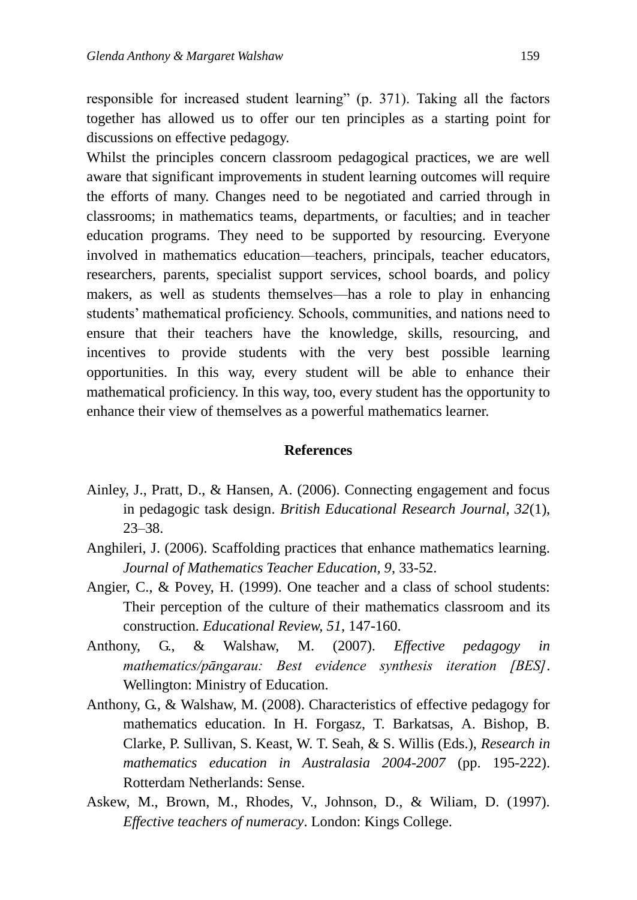responsible for increased student learning" (p. 371). Taking all the factors together has allowed us to offer our ten principles as a starting point for discussions on effective pedagogy.

Whilst the principles concern classroom pedagogical practices, we are well aware that significant improvements in student learning outcomes will require the efforts of many. Changes need to be negotiated and carried through in classrooms; in mathematics teams, departments, or faculties; and in teacher education programs. They need to be supported by resourcing. Everyone involved in mathematics education—teachers, principals, teacher educators, researchers, parents, specialist support services, school boards, and policy makers, as well as students themselves—has a role to play in enhancing students' mathematical proficiency. Schools, communities, and nations need to ensure that their teachers have the knowledge, skills, resourcing, and incentives to provide students with the very best possible learning opportunities. In this way, every student will be able to enhance their mathematical proficiency. In this way, too, every student has the opportunity to enhance their view of themselves as a powerful mathematics learner.

## References

Ainley, J., Pratt, D., & Hansen, A. (2006). Connecting engagement and focus in pedagogic task design. *British Educational Research Journal, 32*(1), 23–38.

Anghileri, J. (2006). Scaffolding practices that enhance mathematics learning. *Journal of Mathematics Teacher Education, 9*, 33-52.

Angier, C., & Povey, H. (1999). One teacher and a class of school students: Their perception of the culture of their mathematics classroom and its construction. *Educational Review, 51*, 147-160.

Anthony, G., & Walshaw, M. (2007). *Effective pedagogy in mathematics/pāngarau: Best evidence synthesis iteration [BES]*. Wellington: Ministry of Education.

Anthony, G., & Walshaw, M. (2008). Characteristics of effective pedagogy for mathematics education. In H. Forgasz, T. Barkatsas, A. Bishop, B. Clarke, P. Sullivan, S. Keast, W. T. Seah, & S. Willis (Eds.), *Research in mathematics education in Australasia 2004-2007* (pp. 195-222). Rotterdam Netherlands: Sense.

Askew, M., Brown, M., Rhodes, V., Johnson, D., & Wiliam, D. (1997). *Effective teachers of numeracy*. London: Kings College.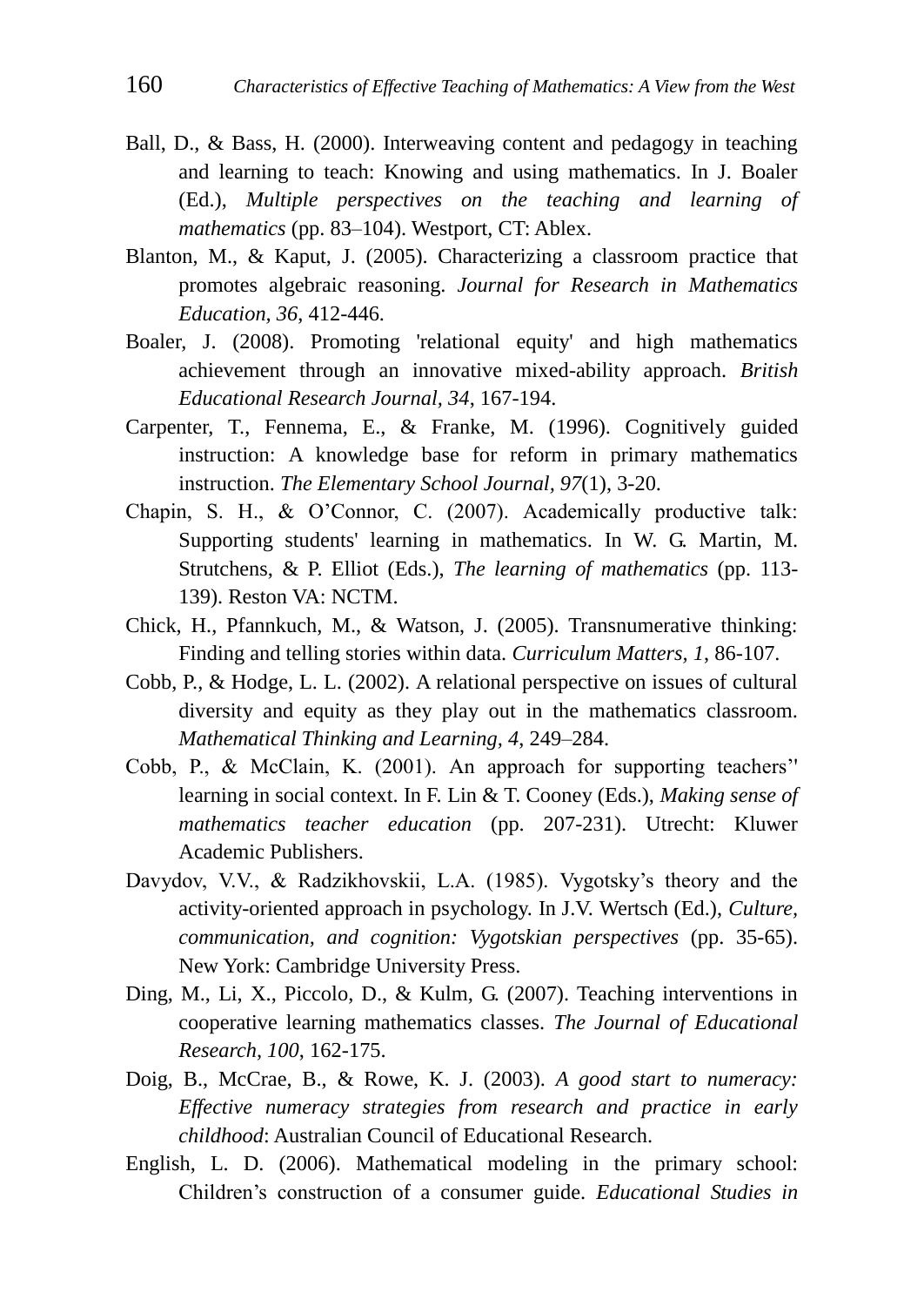Ball, D., & Bass, H. (2000). Interweaving content and pedagogy in teaching and learning to teach: Knowing and using mathematics. In J. Boaler (Ed.), *Multiple perspectives on the teaching and learning of mathematics* (pp. 83–104). Westport, CT: Ablex.

Blanton, M., & Kaput, J. (2005). Characterizing a classroom practice that promotes algebraic reasoning. *Journal for Research in Mathematics Education, 36*, 412-446.

Boaler, J. (2008). Promoting 'relational equity' and high mathematics achievement through an innovative mixed-ability approach. *British Educational Research Journal, 34*, 167-194.

Carpenter, T., Fennema, E., & Franke, M. (1996). Cognitively guided instruction: A knowledge base for reform in primary mathematics instruction. *The Elementary School Journal, 97*(1), 3-20.

Chapin, S. H., & O'Connor, C. (2007). Academically productive talk: Supporting students' learning in mathematics. In W. G. Martin, M. Strutchens, & P. Elliot (Eds.), *The learning of mathematics* (pp. 113-139). Reston VA: NCTM.

Chick, H., Pfannkuch, M., & Watson, J. (2005). Transnumerative thinking: Finding and telling stories within data. *Curriculum Matters, 1*, 86-107.

Cobb, P., & Hodge, L. L. (2002). A relational perspective on issues of cultural diversity and equity as they play out in the mathematics classroom. *Mathematical Thinking and Learning, 4*, 249–284.

Cobb, P., & McClain, K. (2001). An approach for supporting teachers'' learning in social context. In F. Lin & T. Cooney (Eds.), *Making sense of mathematics teacher education* (pp. 207-231). Utrecht: Kluwer Academic Publishers.

Davydov, V.V., & Radzikhovskii, L.A. (1985). Vygotsky's theory and the activity-oriented approach in psychology. In J.V. Wertsch (Ed.), *Culture, communication, and cognition: Vygotskian perspectives* (pp. 35-65). New York: Cambridge University Press.

Ding, M., Li, X., Piccolo, D., & Kulm, G. (2007). Teaching interventions in cooperative learning mathematics classes. *The Journal of Educational Research, 100*, 162-175.

Doig, B., McCrae, B., & Rowe, K. J. (2003). *A good start to numeracy: Effective numeracy strategies from research and practice in early childhood*: Australian Council of Educational Research.

English, L. D. (2006). Mathematical modeling in the primary school: Children's construction of a consumer guide. *Educational Studies in*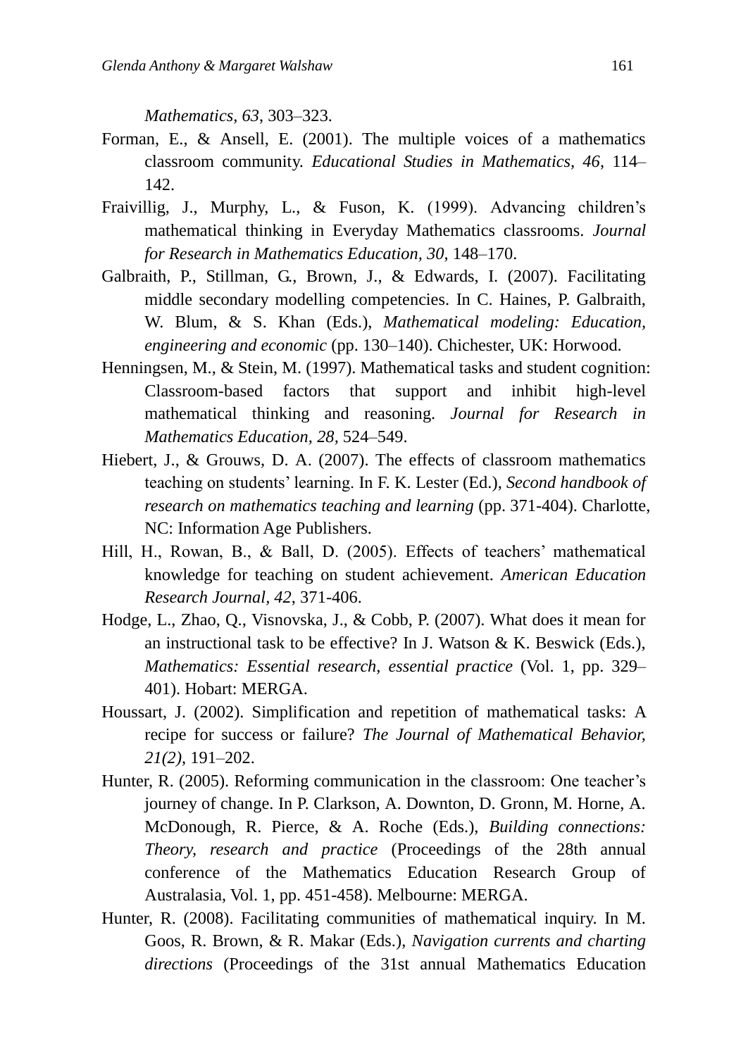*Mathematics, 63*, 303–323.

Forman, E., & Ansell, E. (2001). The multiple voices of a mathematics classroom community. *Educational Studies in Mathematics, 46*, 114–142.

Fraivillig, J., Murphy, L., & Fuson, K. (1999). Advancing children's mathematical thinking in Everyday Mathematics classrooms. *Journal for Research in Mathematics Education, 30*, 148–170.

Galbraith, P., Stillman, G., Brown, J., & Edwards, I. (2007). Facilitating middle secondary modelling competencies. In C. Haines, P. Galbraith, W. Blum, & S. Khan (Eds.), *Mathematical modeling: Education, engineering and economic* (pp. 130–140). Chichester, UK: Horwood.

Henningsen, M., & Stein, M. (1997). Mathematical tasks and student cognition: Classroom-based factors that support and inhibit high-level mathematical thinking and reasoning. *Journal for Research in Mathematics Education, 28*, 524–549.

Hiebert, J., & Grouws, D. A. (2007). The effects of classroom mathematics teaching on students' learning. In F. K. Lester (Ed.), *Second handbook of research on mathematics teaching and learning* (pp. 371-404). Charlotte, NC: Information Age Publishers.

Hill, H., Rowan, B., & Ball, D. (2005). Effects of teachers' mathematical knowledge for teaching on student achievement. *American Education Research Journal, 42*, 371-406.

Hodge, L., Zhao, Q., Visnovska, J., & Cobb, P. (2007). What does it mean for an instructional task to be effective? In J. Watson & K. Beswick (Eds.), *Mathematics: Essential research, essential practice* (Vol. 1, pp. 329–401). Hobart: MERGA.

Houssart, J. (2002). Simplification and repetition of mathematical tasks: A recipe for success or failure? *The Journal of Mathematical Behavior, 21(2)*, 191–202.

Hunter, R. (2005). Reforming communication in the classroom: One teacher's journey of change. In P. Clarkson, A. Downton, D. Gronn, M. Horne, A. McDonough, R. Pierce, & A. Roche (Eds.), *Building connections: Theory, research and practice* (Proceedings of the 28th annual conference of the Mathematics Education Research Group of Australasia, Vol. 1, pp. 451-458). Melbourne: MERGA.

Hunter, R. (2008). Facilitating communities of mathematical inquiry. In M. Goos, R. Brown, & R. Makar (Eds.), *Navigation currents and charting directions* (Proceedings of the 31st annual Mathematics Education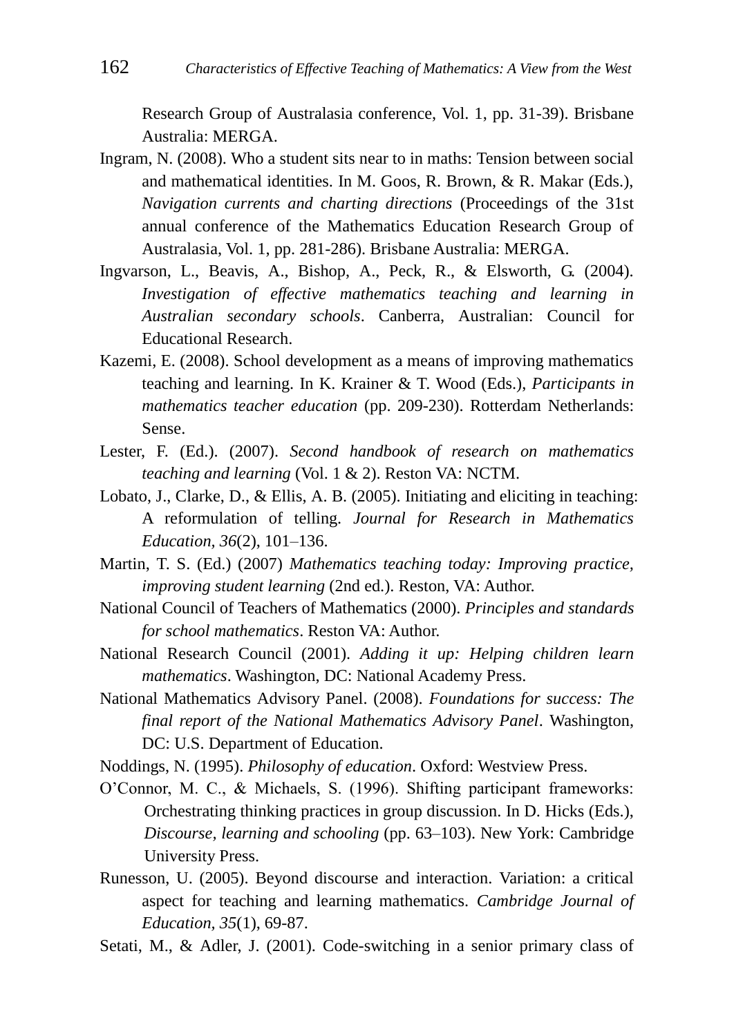Research Group of Australasia conference, Vol. 1, pp. 31-39). Brisbane Australia: MERGA.

Ingram, N. (2008). Who a student sits near to in maths: Tension between social and mathematical identities. In M. Goos, R. Brown, & R. Makar (Eds.), *Navigation currents and charting directions* (Proceedings of the 31st annual conference of the Mathematics Education Research Group of Australasia, Vol. 1, pp. 281-286). Brisbane Australia: MERGA.

Ingvarson, L., Beavis, A., Bishop, A., Peck, R., & Elsworth, G. (2004). *Investigation of effective mathematics teaching and learning in Australian secondary schools*. Canberra, Australian: Council for Educational Research.

Kazemi, E. (2008). School development as a means of improving mathematics teaching and learning. In K. Krainer & T. Wood (Eds.), *Participants in mathematics teacher education* (pp. 209-230). Rotterdam Netherlands: Sense.

Lester, F. (Ed.). (2007). *Second handbook of research on mathematics teaching and learning* (Vol. 1 & 2). Reston VA: NCTM.

Lobato, J., Clarke, D., & Ellis, A. B. (2005). Initiating and eliciting in teaching: A reformulation of telling. *Journal for Research in Mathematics Education, 36*(2), 101–136.

Martin, T. S. (Ed.) (2007) *Mathematics teaching today: Improving practice, improving student learning* (2nd ed.). Reston, VA: Author.

National Council of Teachers of Mathematics (2000). *Principles and standards for school mathematics*. Reston VA: Author.

National Research Council (2001). *Adding it up: Helping children learn mathematics*. Washington, DC: National Academy Press.

National Mathematics Advisory Panel. (2008). *Foundations for success: The final report of the National Mathematics Advisory Panel*. Washington, DC: U.S. Department of Education.

Noddings, N. (1995). *Philosophy of education*. Oxford: Westview Press.

O'Connor, M. C., & Michaels, S. (1996). Shifting participant frameworks: Orchestrating thinking practices in group discussion. In D. Hicks (Eds.), *Discourse, learning and schooling* (pp. 63–103). New York: Cambridge University Press.

Runesson, U. (2005). Beyond discourse and interaction. Variation: a critical aspect for teaching and learning mathematics. *Cambridge Journal of Education, 35*(1), 69-87.

Setati, M., & Adler, J. (2001). Code-switching in a senior primary class of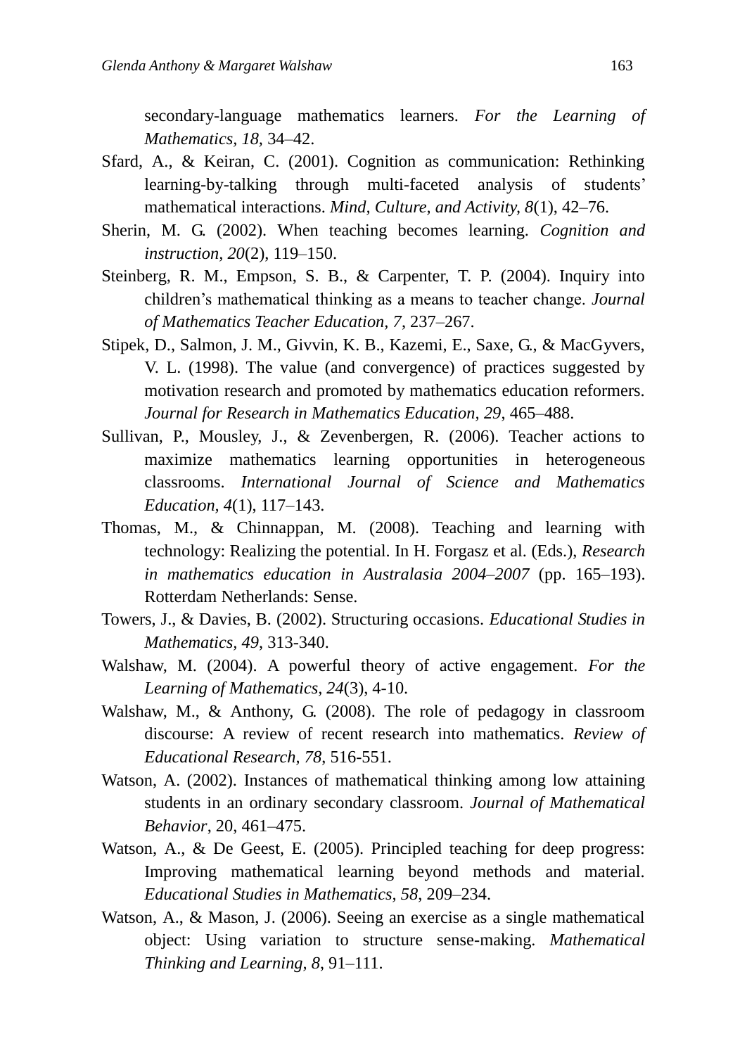secondary-language mathematics learners. *For the Learning of Mathematics, 18*, 34–42.

Sfard, A., & Keiran, C. (2001). Cognition as communication: Rethinking learning-by-talking through multi-faceted analysis of students' mathematical interactions. *Mind, Culture, and Activity, 8*(1), 42–76.

Sherin, M. G. (2002). When teaching becomes learning. *Cognition and instruction, 20*(2), 119–150.

Steinberg, R. M., Empson, S. B., & Carpenter, T. P. (2004). Inquiry into children's mathematical thinking as a means to teacher change. *Journal of Mathematics Teacher Education, 7*, 237–267.

Stipek, D., Salmon, J. M., Givvin, K. B., Kazemi, E., Saxe, G., & MacGyvers, V. L. (1998). The value (and convergence) of practices suggested by motivation research and promoted by mathematics education reformers. *Journal for Research in Mathematics Education, 29*, 465–488.

Sullivan, P., Mousley, J., & Zevenbergen, R. (2006). Teacher actions to maximize mathematics learning opportunities in heterogeneous classrooms. *International Journal of Science and Mathematics Education, 4*(1), 117–143.

Thomas, M., & Chinnappan, M. (2008). Teaching and learning with technology: Realizing the potential. In H. Forgasz et al. (Eds.), *Research in mathematics education in Australasia 2004–2007* (pp. 165–193). Rotterdam Netherlands: Sense.

Towers, J., & Davies, B. (2002). Structuring occasions. *Educational Studies in Mathematics, 49*, 313-340.

Walshaw, M. (2004). A powerful theory of active engagement. *For the Learning of Mathematics, 24*(3), 4-10.

Walshaw, M., & Anthony, G. (2008). The role of pedagogy in classroom discourse: A review of recent research into mathematics. *Review of Educational Research, 78*, 516-551.

Watson, A. (2002). Instances of mathematical thinking among low attaining students in an ordinary secondary classroom. *Journal of Mathematical Behavior*, 20, 461–475.

Watson, A., & De Geest, E. (2005). Principled teaching for deep progress: Improving mathematical learning beyond methods and material. *Educational Studies in Mathematics, 58*, 209–234.

Watson, A., & Mason, J. (2006). Seeing an exercise as a single mathematical object: Using variation to structure sense-making. *Mathematical Thinking and Learning, 8*, 91–111.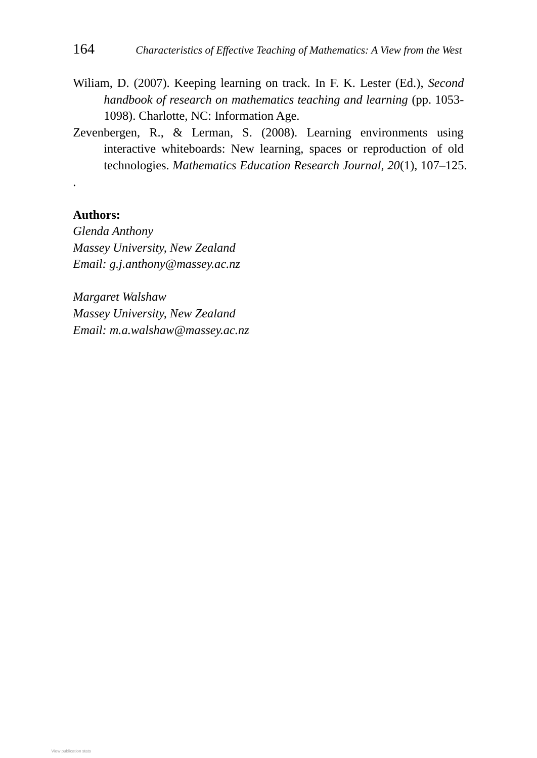Wiliam, D. (2007). Keeping learning on track. In F. K. Lester (Ed.), *Second handbook of research on mathematics teaching and learning* (pp. 1053-1098). Charlotte, NC: Information Age.

Zevenbergen, R., & Lerman, S. (2008). Learning environments using interactive whiteboards: New learning, spaces or reproduction of old technologies. *Mathematics Education Research Journal, 20*(1), 107–125.

.

**Authors:**

*Glenda Anthony*
*Massey University, New Zealand*
*Email: g.j.anthony@massey.ac.nz*

*Margaret Walshaw*
*Massey University, New Zealand*
*Email: m.a.walshaw@massey.ac.nz*